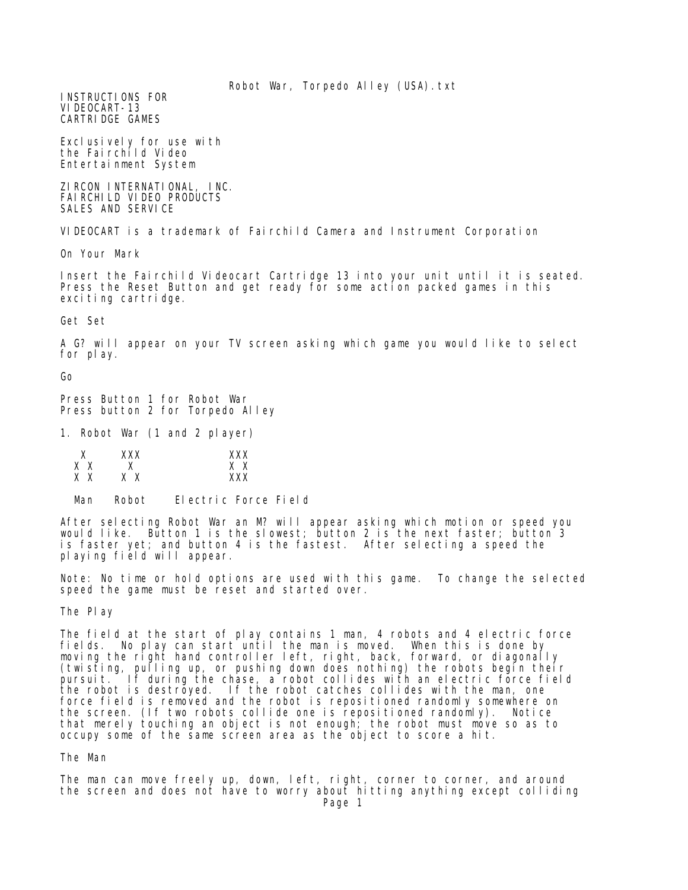INSTRUCTIONS FOR
VIDEOCART-13
CARTRIDGE GAMES

Exclusively for use with
the Fairchild Video
Entertainment System

ZIRCON INTERNATIONAL, INC.
FAIRCHILD VIDEO PRODUCTS
SALES AND SERVICE

VIDEOCART is a trademark of Fairchild Camera and Instrument Corporation

## On Your Mark

Insert the Fairchild Videocart Cartridge 13 into your unit until it is seated. Press the Reset Button and get ready for some action packed games in this exciting cartridge.

## Get Set

A G? will appear on your TV screen asking which game you would like to select for play.

## Go

Press Button 1 for Robot War
Press button 2 for Torpedo Alley

## 1. Robot War (1 and 2 player)

```
   X     XXX          XXX
  X X     X           X X
  X X    X X          XXX

  Man   Robot    Electric Force Field
```

After selecting Robot War an M? will appear asking which motion or speed you would like. Button 1 is the slowest; button 2 is the next faster; button 3 is faster yet; and button 4 is the fastest. After selecting a speed the playing field will appear.

Note: No time or hold options are used with this game. To change the selected speed the game must be reset and started over.

## The Play

The field at the start of play contains 1 man, 4 robots and 4 electric force fields. No play can start until the man is moved. When this is done by moving the right hand controller left, right, back, forward, or diagonally (twisting, pulling up, or pushing down does nothing) the robots begin their pursuit. If during the chase, a robot collides with an electric force field the robot is destroyed. If the robot catches collides with the man, one force field is removed and the robot is repositioned randomly somewhere on the screen. (If two robots collide one is repositioned randomly). Notice that merely touching an object is not enough; the robot must move so as to occupy some of the same screen area as the object to score a hit.

## The Man

The man can move freely up, down, left, right, corner to corner, and around the screen and does not have to worry about hitting anything except colliding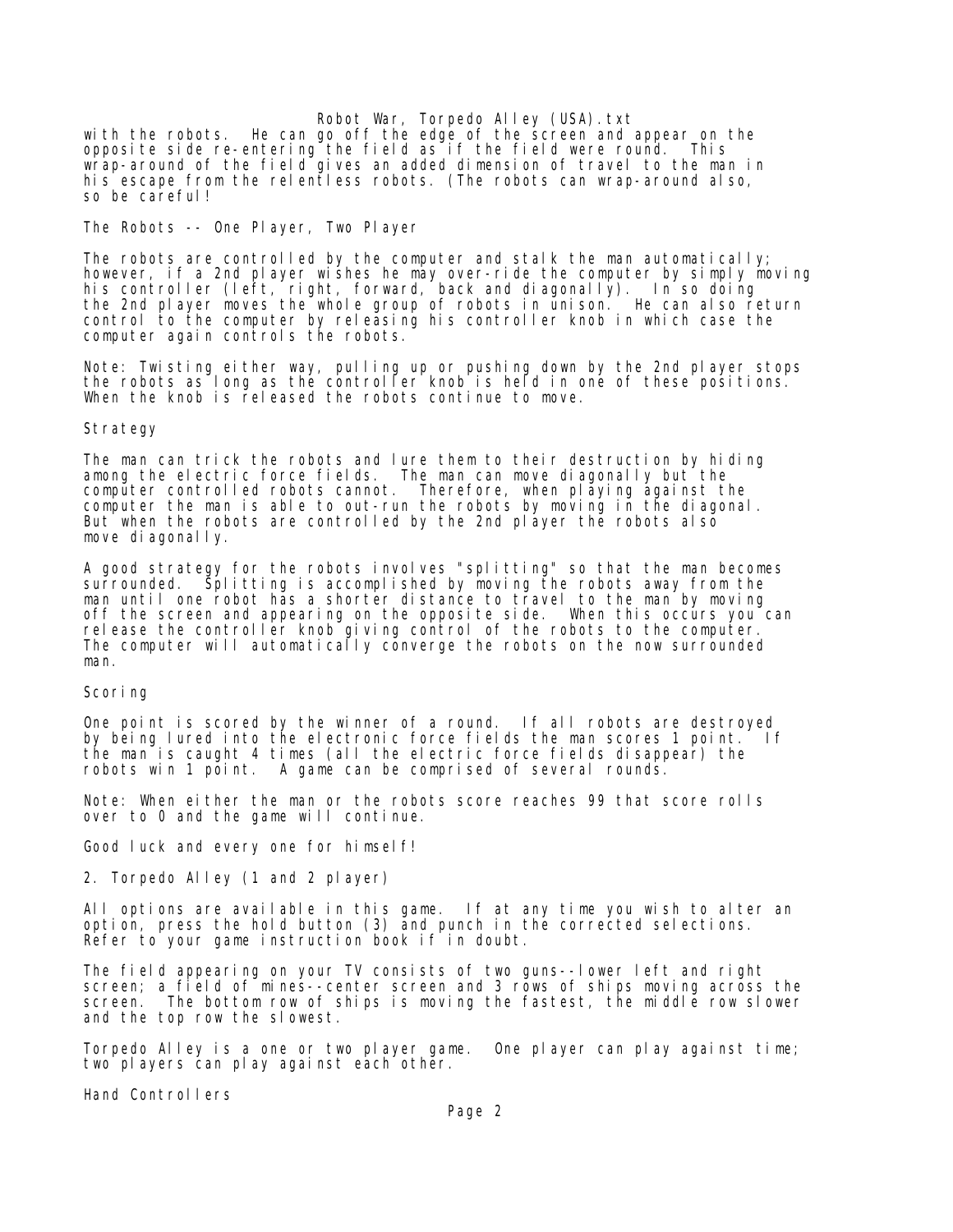with the robots. He can go off the edge of the screen and appear on the opposite side re-entering the field as if the field were round. This wrap-around of the field gives an added dimension of travel to the man in his escape from the relentless robots. (The robots can wrap-around also, so be careful!

## The Robots -- One Player, Two Player

The robots are controlled by the computer and stalk the man automatically; however, if a 2nd player wishes he may over-ride the computer by simply moving his controller (left, right, forward, back and diagonally). In so doing the 2nd player moves the whole group of robots in unison. He can also return control to the computer by releasing his controller knob in which case the computer again controls the robots.

Note: Twisting either way, pulling up or pushing down by the 2nd player stops the robots as long as the controller knob is held in one of these positions. When the knob is released the robots continue to move.

## Strategy

The man can trick the robots and lure them to their destruction by hiding among the electric force fields. The man can move diagonally but the computer controlled robots cannot. Therefore, when playing against the computer the man is able to out-run the robots by moving in the diagonal. But when the robots are controlled by the 2nd player the robots also move diagonally.

A good strategy for the robots involves "splitting" so that the man becomes surrounded. Splitting is accomplished by moving the robots away from the man until one robot has a shorter distance to travel to the man by moving off the screen and appearing on the opposite side. When this occurs you can release the controller knob giving control of the robots to the computer. The computer will automatically converge the robots on the now surrounded man.

## Scoring

One point is scored by the winner of a round. If all robots are destroyed by being lured into the electronic force fields the man scores 1 point. If the man is caught 4 times (all the electric force fields disappear) the robots win 1 point. A game can be comprised of several rounds.

Note: When either the man or the robots score reaches 99 that score rolls over to 0 and the game will continue.

Good luck and every one for himself!

# 2. Torpedo Alley (1 and 2 player)

All options are available in this game. If at any time you wish to alter an option, press the hold button (3) and punch in the corrected selections. Refer to your game instruction book if in doubt.

The field appearing on your TV consists of two guns--lower left and right screen; a field of mines--center screen and 3 rows of ships moving across the screen. The bottom row of ships is moving the fastest, the middle row slower and the top row the slowest.

Torpedo Alley is a one or two player game. One player can play against time; two players can play against each other.

## Hand Controllers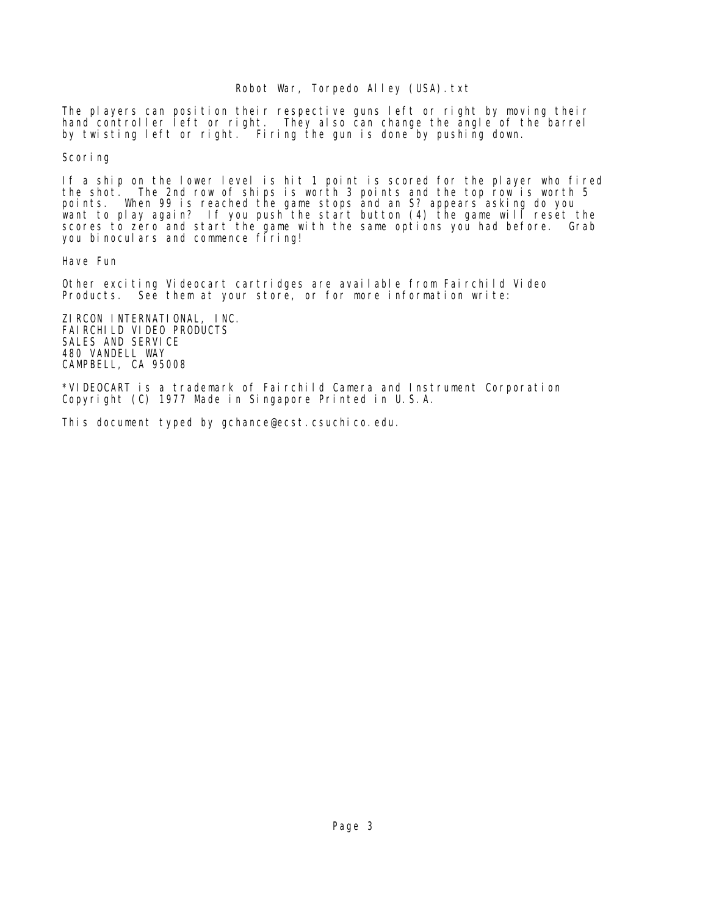The players can position their respective guns left or right by moving their hand controller left or right. They also can change the angle of the barrel by twisting left or right. Firing the gun is done by pushing down.

## Scoring

If a ship on the lower level is hit 1 point is scored for the player who fired the shot. The 2nd row of ships is worth 3 points and the top row is worth 5 points. When 99 is reached the game stops and an S? appears asking do you want to play again? If you push the start button (4) the game will reset the scores to zero and start the game with the same options you had before. Grab you binoculars and commence firing!

Have Fun

Other exciting Videocart cartridges are available from Fairchild Video Products. See them at your store, or for more information write:

ZIRCON INTERNATIONAL, INC.
FAIRCHILD VIDEO PRODUCTS
SALES AND SERVICE
480 VANDELL WAY
CAMPBELL, CA 95008

*VIDEOCART is a trademark of Fairchild Camera and Instrument Corporation
Copyright (C) 1977 Made in Singapore Printed in U.S.A.

This document typed by gchance@ecst.csuchico.edu.